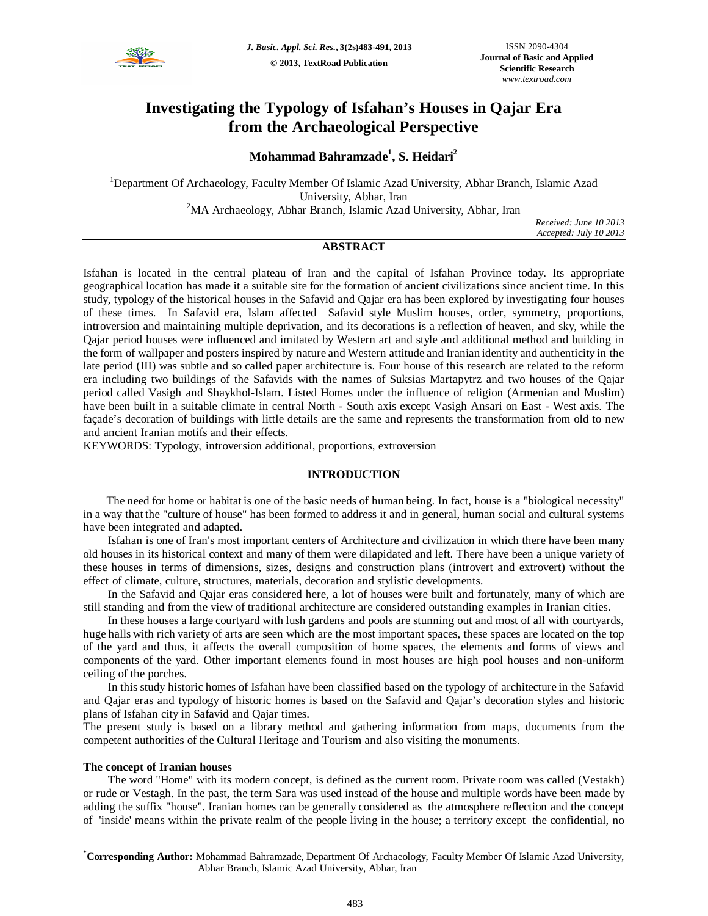# Investigating the Typology of Isfahan's Houses in Qajar Era from the Archaeological Perspective

**Mohammad Bahramzade[1], S. Heidari[2]**

[1]Department Of Archaeology, Faculty Member Of Islamic Azad University, Abhar Branch, Islamic Azad University, Abhar, Iran
[2]MA Archaeology, Abhar Branch, Islamic Azad University, Abhar, Iran

*Received: June 10 2013*
*Accepted: July 10 2013*

## ABSTRACT

Isfahan is located in the central plateau of Iran and the capital of Isfahan Province today. Its appropriate geographical location has made it a suitable site for the formation of ancient civilizations since ancient time. In this study, typology of the historical houses in the Safavid and Qajar era has been explored by investigating four houses of these times. In Safavid era, Islam affected Safavid style Muslim houses, order, symmetry, proportions, introversion and maintaining multiple deprivation, and its decorations is a reflection of heaven, and sky, while the Qajar period houses were influenced and imitated by Western art and style and additional method and building in the form of wallpaper and posters inspired by nature and Western attitude and Iranian identity and authenticity in the late period (III) was subtle and so called paper architecture is. Four house of this research are related to the reform era including two buildings of the Safavids with the names of Suksias Martapytrz and two houses of the Qajar period called Vasigh and Shaykhol-Islam. Listed Homes under the influence of religion (Armenian and Muslim) have been built in a suitable climate in central North - South axis except Vasigh Ansari on East - West axis. The façade's decoration of buildings with little details are the same and represents the transformation from old to new and ancient Iranian motifs and their effects.

KEYWORDS: Typology, introversion additional, proportions, extroversion

## INTRODUCTION

The need for home or habitat is one of the basic needs of human being. In fact, house is a "biological necessity" in a way that the "culture of house" has been formed to address it and in general, human social and cultural systems have been integrated and adapted.

Isfahan is one of Iran's most important centers of Architecture and civilization in which there have been many old houses in its historical context and many of them were dilapidated and left. There have been a unique variety of these houses in terms of dimensions, sizes, designs and construction plans (introvert and extrovert) without the effect of climate, culture, structures, materials, decoration and stylistic developments.

In the Safavid and Qajar eras considered here, a lot of houses were built and fortunately, many of which are still standing and from the view of traditional architecture are considered outstanding examples in Iranian cities.

In these houses a large courtyard with lush gardens and pools are stunning out and most of all with courtyards, huge halls with rich variety of arts are seen which are the most important spaces, these spaces are located on the top of the yard and thus, it affects the overall composition of home spaces, the elements and forms of views and components of the yard. Other important elements found in most houses are high pool houses and non-uniform ceiling of the porches.

In this study historic homes of Isfahan have been classified based on the typology of architecture in the Safavid and Qajar eras and typology of historic homes is based on the Safavid and Qajar's decoration styles and historic plans of Isfahan city in Safavid and Qajar times.

The present study is based on a library method and gathering information from maps, documents from the competent authorities of the Cultural Heritage and Tourism and also visiting the monuments.

### The concept of Iranian houses

The word "Home" with its modern concept, is defined as the current room. Private room was called (Vestakh) or rude or Vestagh. In the past, the term Sara was used instead of the house and multiple words have been made by adding the suffix "house". Iranian homes can be generally considered as the atmosphere reflection and the concept of 'inside' means within the private realm of the people living in the house; a territory except the confidential, no

---

***Corresponding Author:** Mohammad Bahramzade, Department Of Archaeology, Faculty Member Of Islamic Azad University, Abhar Branch, Islamic Azad University, Abhar, Iran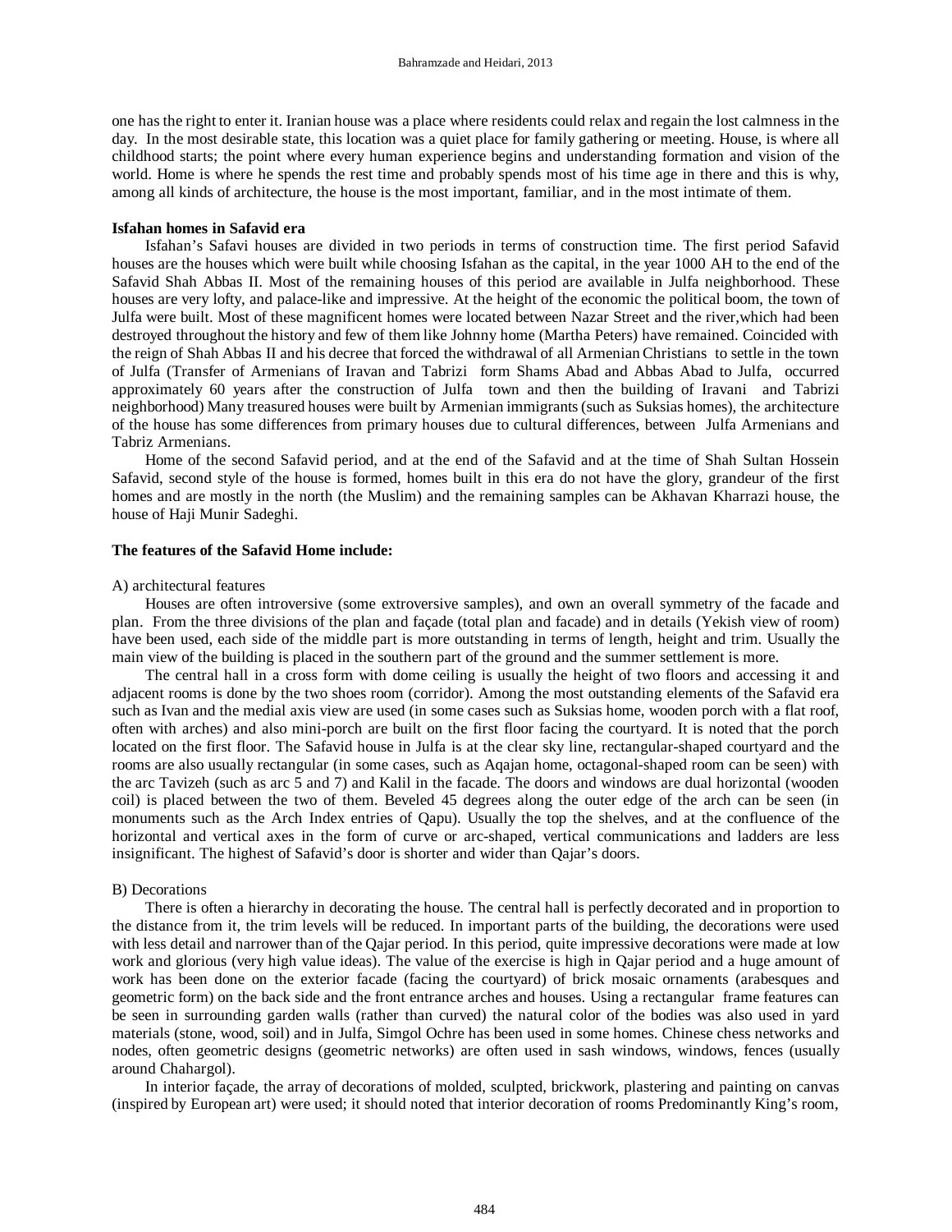one has the right to enter it. Iranian house was a place where residents could relax and regain the lost calmness in the day. In the most desirable state, this location was a quiet place for family gathering or meeting. House, is where all childhood starts; the point where every human experience begins and understanding formation and vision of the world. Home is where he spends the rest time and probably spends most of his time age in there and this is why, among all kinds of architecture, the house is the most important, familiar, and in the most intimate of them.

**Isfahan homes in Safavid era**

Isfahan's Safavi houses are divided in two periods in terms of construction time. The first period Safavid houses are the houses which were built while choosing Isfahan as the capital, in the year 1000 AH to the end of the Safavid Shah Abbas II. Most of the remaining houses of this period are available in Julfa neighborhood. These houses are very lofty, and palace-like and impressive. At the height of the economic the political boom, the town of Julfa were built. Most of these magnificent homes were located between Nazar Street and the river,which had been destroyed throughout the history and few of them like Johnny home (Martha Peters) have remained. Coincided with the reign of Shah Abbas II and his decree that forced the withdrawal of all Armenian Christians to settle in the town of Julfa (Transfer of Armenians of Iravan and Tabrizi form Shams Abad and Abbas Abad to Julfa, occurred approximately 60 years after the construction of Julfa town and then the building of Iravani and Tabrizi neighborhood) Many treasured houses were built by Armenian immigrants (such as Suksias homes), the architecture of the house has some differences from primary houses due to cultural differences, between Julfa Armenians and Tabriz Armenians.

Home of the second Safavid period, and at the end of the Safavid and at the time of Shah Sultan Hossein Safavid, second style of the house is formed, homes built in this era do not have the glory, grandeur of the first homes and are mostly in the north (the Muslim) and the remaining samples can be Akhavan Kharrazi house, the house of Haji Munir Sadeghi.

**The features of the Safavid Home include:**

A) architectural features

Houses are often introversive (some extroversive samples), and own an overall symmetry of the facade and plan. From the three divisions of the plan and façade (total plan and facade) and in details (Yekish view of room) have been used, each side of the middle part is more outstanding in terms of length, height and trim. Usually the main view of the building is placed in the southern part of the ground and the summer settlement is more.

The central hall in a cross form with dome ceiling is usually the height of two floors and accessing it and adjacent rooms is done by the two shoes room (corridor). Among the most outstanding elements of the Safavid era such as Ivan and the medial axis view are used (in some cases such as Suksias home, wooden porch with a flat roof, often with arches) and also mini-porch are built on the first floor facing the courtyard. It is noted that the porch located on the first floor. The Safavid house in Julfa is at the clear sky line, rectangular-shaped courtyard and the rooms are also usually rectangular (in some cases, such as Aqajan home, octagonal-shaped room can be seen) with the arc Tavizeh (such as arc 5 and 7) and Kalil in the facade. The doors and windows are dual horizontal (wooden coil) is placed between the two of them. Beveled 45 degrees along the outer edge of the arch can be seen (in monuments such as the Arch Index entries of Qapu). Usually the top the shelves, and at the confluence of the horizontal and vertical axes in the form of curve or arc-shaped, vertical communications and ladders are less insignificant. The highest of Safavid's door is shorter and wider than Qajar's doors.

B) Decorations

There is often a hierarchy in decorating the house. The central hall is perfectly decorated and in proportion to the distance from it, the trim levels will be reduced. In important parts of the building, the decorations were used with less detail and narrower than of the Qajar period. In this period, quite impressive decorations were made at low work and glorious (very high value ideas). The value of the exercise is high in Qajar period and a huge amount of work has been done on the exterior facade (facing the courtyard) of brick mosaic ornaments (arabesques and geometric form) on the back side and the front entrance arches and houses. Using a rectangular frame features can be seen in surrounding garden walls (rather than curved) the natural color of the bodies was also used in yard materials (stone, wood, soil) and in Julfa, Simgol Ochre has been used in some homes. Chinese chess networks and nodes, often geometric designs (geometric networks) are often used in sash windows, windows, fences (usually around Chahargol).

In interior façade, the array of decorations of molded, sculpted, brickwork, plastering and painting on canvas (inspired by European art) were used; it should noted that interior decoration of rooms Predominantly King's room,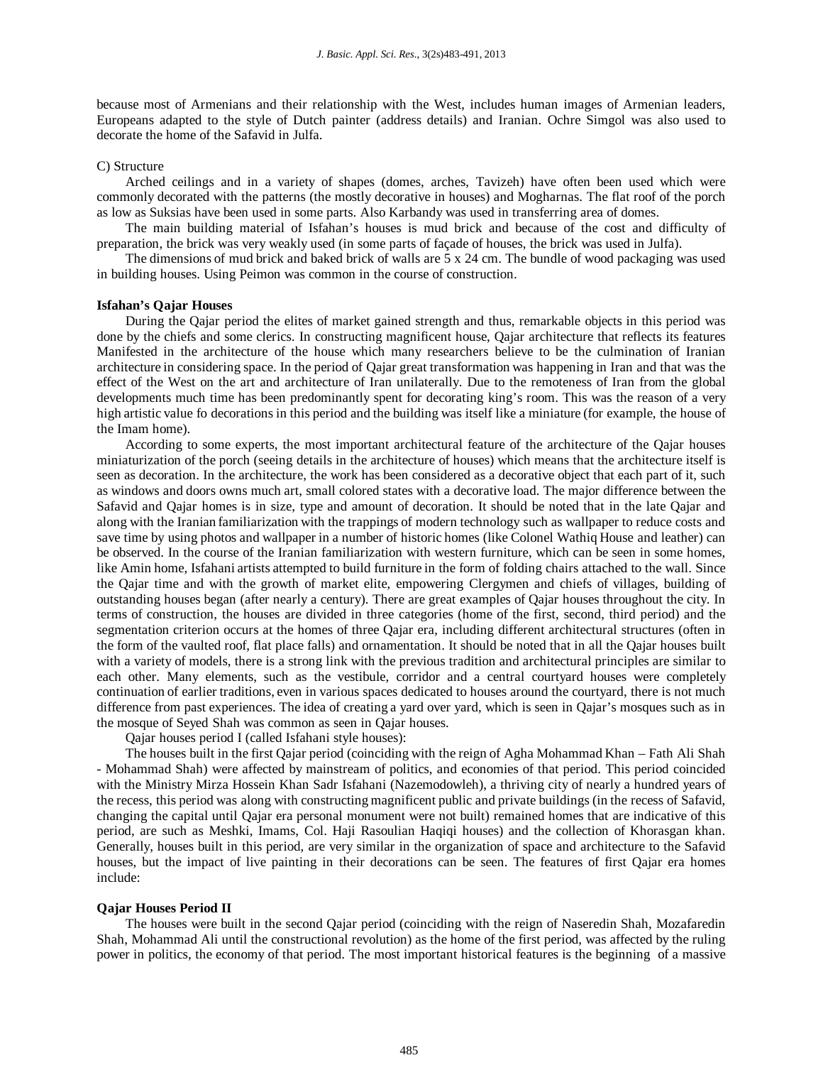because most of Armenians and their relationship with the West, includes human images of Armenian leaders, Europeans adapted to the style of Dutch painter (address details) and Iranian. Ochre Simgol was also used to decorate the home of the Safavid in Julfa.

C) Structure

Arched ceilings and in a variety of shapes (domes, arches, Tavizeh) have often been used which were commonly decorated with the patterns (the mostly decorative in houses) and Mogharnas. The flat roof of the porch as low as Suksias have been used in some parts. Also Karbandy was used in transferring area of domes.

The main building material of Isfahan's houses is mud brick and because of the cost and difficulty of preparation, the brick was very weakly used (in some parts of façade of houses, the brick was used in Julfa).

The dimensions of mud brick and baked brick of walls are 5 x 24 cm. The bundle of wood packaging was used in building houses. Using Peimon was common in the course of construction.

**Isfahan's Qajar Houses**

During the Qajar period the elites of market gained strength and thus, remarkable objects in this period was done by the chiefs and some clerics. In constructing magnificent house, Qajar architecture that reflects its features Manifested in the architecture of the house which many researchers believe to be the culmination of Iranian architecture in considering space. In the period of Qajar great transformation was happening in Iran and that was the effect of the West on the art and architecture of Iran unilaterally. Due to the remoteness of Iran from the global developments much time has been predominantly spent for decorating king's room. This was the reason of a very high artistic value fo decorations in this period and the building was itself like a miniature (for example, the house of the Imam home).

According to some experts, the most important architectural feature of the architecture of the Qajar houses miniaturization of the porch (seeing details in the architecture of houses) which means that the architecture itself is seen as decoration. In the architecture, the work has been considered as a decorative object that each part of it, such as windows and doors owns much art, small colored states with a decorative load. The major difference between the Safavid and Qajar homes is in size, type and amount of decoration. It should be noted that in the late Qajar and along with the Iranian familiarization with the trappings of modern technology such as wallpaper to reduce costs and save time by using photos and wallpaper in a number of historic homes (like Colonel Wathiq House and leather) can be observed. In the course of the Iranian familiarization with western furniture, which can be seen in some homes, like Amin home, Isfahani artists attempted to build furniture in the form of folding chairs attached to the wall. Since the Qajar time and with the growth of market elite, empowering Clergymen and chiefs of villages, building of outstanding houses began (after nearly a century). There are great examples of Qajar houses throughout the city. In terms of construction, the houses are divided in three categories (home of the first, second, third period) and the segmentation criterion occurs at the homes of three Qajar era, including different architectural structures (often in the form of the vaulted roof, flat place falls) and ornamentation. It should be noted that in all the Qajar houses built with a variety of models, there is a strong link with the previous tradition and architectural principles are similar to each other. Many elements, such as the vestibule, corridor and a central courtyard houses were completely continuation of earlier traditions, even in various spaces dedicated to houses around the courtyard, there is not much difference from past experiences. The idea of creating a yard over yard, which is seen in Qajar's mosques such as in the mosque of Seyed Shah was common as seen in Qajar houses.

Qajar houses period I (called Isfahani style houses):

The houses built in the first Qajar period (coinciding with the reign of Agha Mohammad Khan – Fath Ali Shah - Mohammad Shah) were affected by mainstream of politics, and economies of that period. This period coincided with the Ministry Mirza Hossein Khan Sadr Isfahani (Nazemodowleh), a thriving city of nearly a hundred years of the recess, this period was along with constructing magnificent public and private buildings (in the recess of Safavid, changing the capital until Qajar era personal monument were not built) remained homes that are indicative of this period, are such as Meshki, Imams, Col. Haji Rasoulian Haqiqi houses) and the collection of Khorasgan khan. Generally, houses built in this period, are very similar in the organization of space and architecture to the Safavid houses, but the impact of live painting in their decorations can be seen. The features of first Qajar era homes include:

**Qajar Houses Period II**

The houses were built in the second Qajar period (coinciding with the reign of Naseredin Shah, Mozafaredin Shah, Mohammad Ali until the constructional revolution) as the home of the first period, was affected by the ruling power in politics, the economy of that period. The most important historical features is the beginning of a massive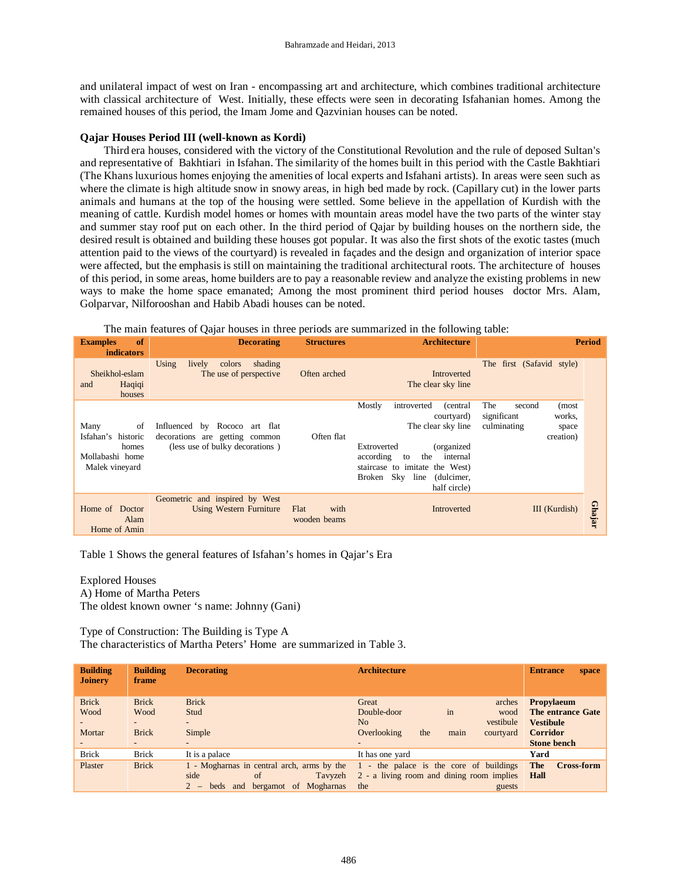and unilateral impact of west on Iran - encompassing art and architecture, which combines traditional architecture with classical architecture of West. Initially, these effects were seen in decorating Isfahanian homes. Among the remained houses of this period, the Imam Jome and Qazvinian houses can be noted.

**Qajar Houses Period III (well-known as Kordi)**

Third era houses, considered with the victory of the Constitutional Revolution and the rule of deposed Sultan's and representative of Bakhtiari in Isfahan. The similarity of the homes built in this period with the Castle Bakhtiari (The Khans luxurious homes enjoying the amenities of local experts and Isfahani artists). In areas were seen such as where the climate is high altitude snow in snowy areas, in high bed made by rock. (Capillary cut) in the lower parts animals and humans at the top of the housing were settled. Some believe in the appellation of Kurdish with the meaning of cattle. Kurdish model homes or homes with mountain areas model have the two parts of the winter stay and summer stay roof put on each other. In the third period of Qajar by building houses on the northern side, the desired result is obtained and building these houses got popular. It was also the first shots of the exotic tastes (much attention paid to the views of the courtyard) is revealed in façades and the design and organization of interior space were affected, but the emphasis is still on maintaining the traditional architectural roots. The architecture of houses of this period, in some areas, home builders are to pay a reasonable review and analyze the existing problems in new ways to make the home space emanated; Among the most prominent third period houses doctor Mrs. Alam, Golparvar, Nilforooshan and Habib Abadi houses can be noted.

The main features of Qajar houses in three periods are summarized in the following table:

| Examples of indicators | Decorating | Structures | Architecture | Period | |
|---|---|---|---|---|---|
| Sheikhol-eslam and Haqiqi houses | Using lively colors shading<br>The use of perspective | Often arched | Introverted<br>The clear sky line | The first (Safavid style) | Ghajar |
| Many of Isfahan's historic homes<br>Mollabashi home<br>Malek vineyard | Influenced by Rococo art flat decorations are getting common (less use of bulky decorations ) | Often flat | Mostly introverted (central courtyard)<br>The clear sky line<br><br>Extroverted (organized according to the internal staircase to imitate the West)<br>Broken Sky line (dulcimer, half circle) | The second (most significant works, culminating space creation) | |
| Home of Doctor Alam<br>Home of Amin | Geometric and inspired by West<br>Using Western Furniture | Flat with wooden beams | Introverted | III (Kurdish) | |

Table 1 Shows the general features of Isfahan's homes in Qajar's Era

Explored Houses

A) Home of Martha Peters

The oldest known owner 's name: Johnny (Gani)

Type of Construction: The Building is Type A

The characteristics of Martha Peters' Home are summarized in Table 3.

| Building Joinery | Building frame | Decorating | Architecture | Entrance space |
|---|---|---|---|---|
| Brick<br>Wood<br>-<br>Mortar<br>- | Brick<br>Wood<br>-<br>Brick<br>- | Brick<br>Stud<br>-<br>Simple<br>- | Great arches<br>Double-door in wood<br>No vestibule<br>Overlooking the main courtyard<br>- | **Propylaeum**<br>**The entrance Gate**<br>**Vestibule**<br>**Corridor**<br>**Stone bench** |
| Brick | Brick | It is a palace | It has one yard | **Yard** |
| Plaster | Brick | 1 - Mogharnas in central arch, arms by the side of Tavyzeh<br>2 – beds and bergamot of Mogharnas | 1 - the palace is the core of buildings<br>2 - a living room and dining room implies the guests | **The Cross-form Hall** |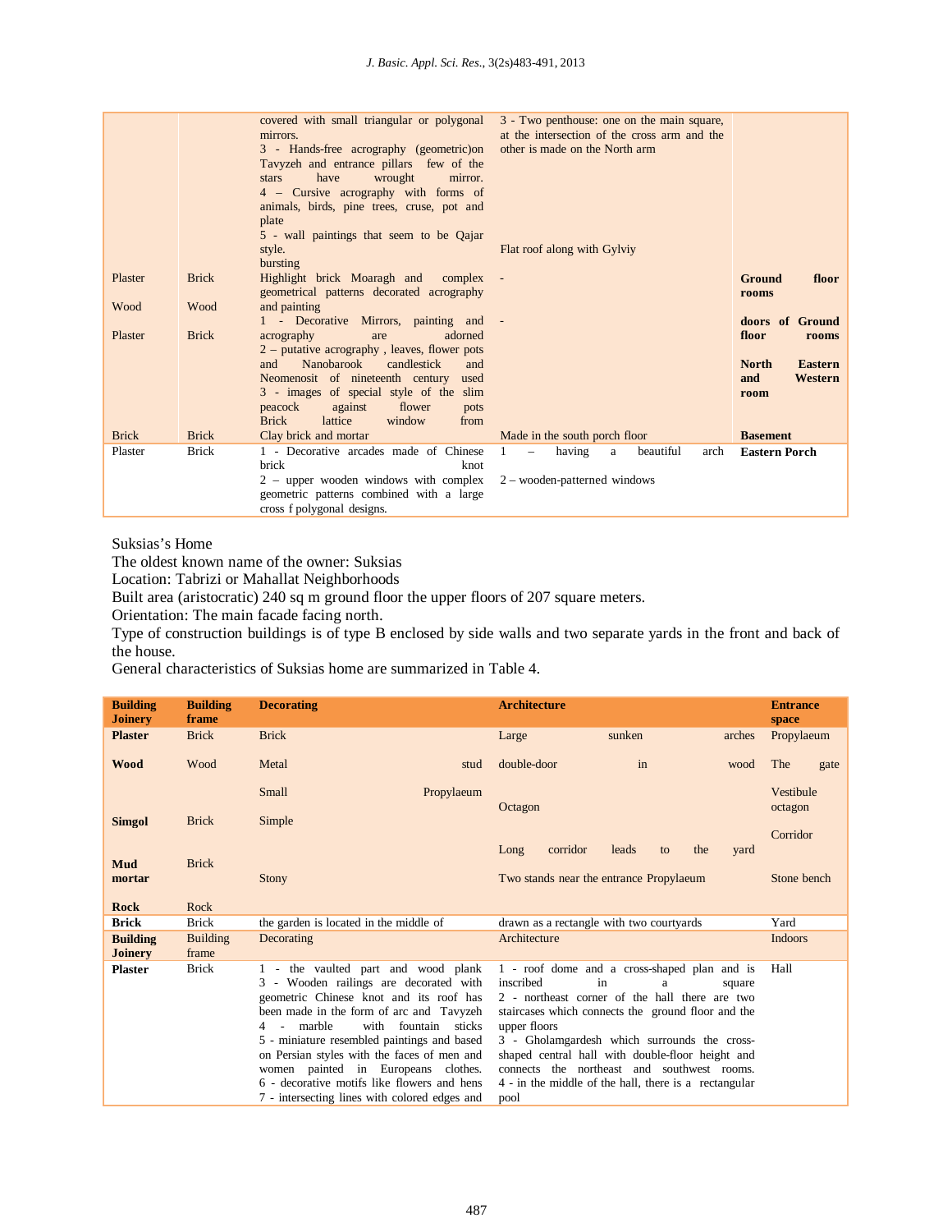| | | | | |
|---|---|---|---|---|
| | | covered with small triangular or polygonal mirrors.<br>3 - Hands-free acrography (geometric)on Tavyzeh and entrance pillars few of the stars have wrought mirror.<br>4 – Cursive acrography with forms of animals, birds, pine trees, cruse, pot and plate<br>5 - wall paintings that seem to be Qajar style.<br>bursting | 3 - Two penthouse: one on the main square, at the intersection of the cross arm and the other is made on the North arm<br><br>Flat roof along with Gylviy | |
| Plaster | Brick | Highlight brick Moaragh and complex geometrical patterns decorated acrography and painting | - | **Ground floor rooms** |
| Wood | Wood | 1 - Decorative Mirrors, painting and | - | **doors of Ground floor rooms** |
| Plaster | Brick | acrography are adorned<br>2 – putative acrography , leaves, flower pots and Nanobarook candlestick and Neomenosit of nineteenth century used<br>3 - images of special style of the slim peacock against flower pots<br>Brick lattice window from | | **North Eastern and Western room** |
| Brick | Brick | Clay brick and mortar | Made in the south porch floor | **Basement** |
| Plaster | Brick | 1 - Decorative arcades made of Chinese brick knot<br>2 – upper wooden windows with complex geometric patterns combined with a large cross f polygonal designs. | 1 – having a beautiful arch<br><br>2 – wooden-patterned windows | **Eastern Porch** |

Suksias's Home
The oldest known name of the owner: Suksias
Location: Tabrizi or Mahallat Neighborhoods
Built area (aristocratic) 240 sq m ground floor the upper floors of 207 square meters.
Orientation: The main facade facing north.
Type of construction buildings is of type B enclosed by side walls and two separate yards in the front and back of the house.
General characteristics of Suksias home are summarized in Table 4.

| **Building Joinery** | **Building frame** | **Decorating** | **Architecture** | **Entrance space** |
|---|---|---|---|---|
| **Plaster** | Brick | Brick | Large sunken arches | Propylaeum |
| **Wood** | Wood | Metal stud | double-door in wood | The gate |
| | | Small Propylaeum | Octagon | Vestibule octagon |
| **Simgol** | Brick | Simple | | |
| | | | Long corridor leads to the yard | Corridor |
| **Mud mortar** | Brick | Stony | Two stands near the entrance Propylaeum | Stone bench |
| **Rock** | Rock | | | |
| **Brick** | Brick | the garden is located in the middle of | drawn as a rectangle with two courtyards | Yard |
| **Building Joinery** | Building frame | Decorating | Architecture | Indoors |
| **Plaster** | Brick | 1 - the vaulted part and wood plank<br>3 - Wooden railings are decorated with geometric Chinese knot and its roof has been made in the form of arc and Tavyzeh<br>4 - marble with fountain sticks<br>5 - miniature resembled paintings and based on Persian styles with the faces of men and women painted in Europeans clothes.<br>6 - decorative motifs like flowers and hens<br>7 - intersecting lines with colored edges and | 1 - roof dome and a cross-shaped plan and is inscribed in a square<br>2 - northeast corner of the hall there are two staircases which connects the ground floor and the upper floors<br>3 - Gholamgardesh which surrounds the cross-shaped central hall with double-floor height and connects the northeast and southwest rooms.<br>4 - in the middle of the hall, there is a rectangular pool | Hall |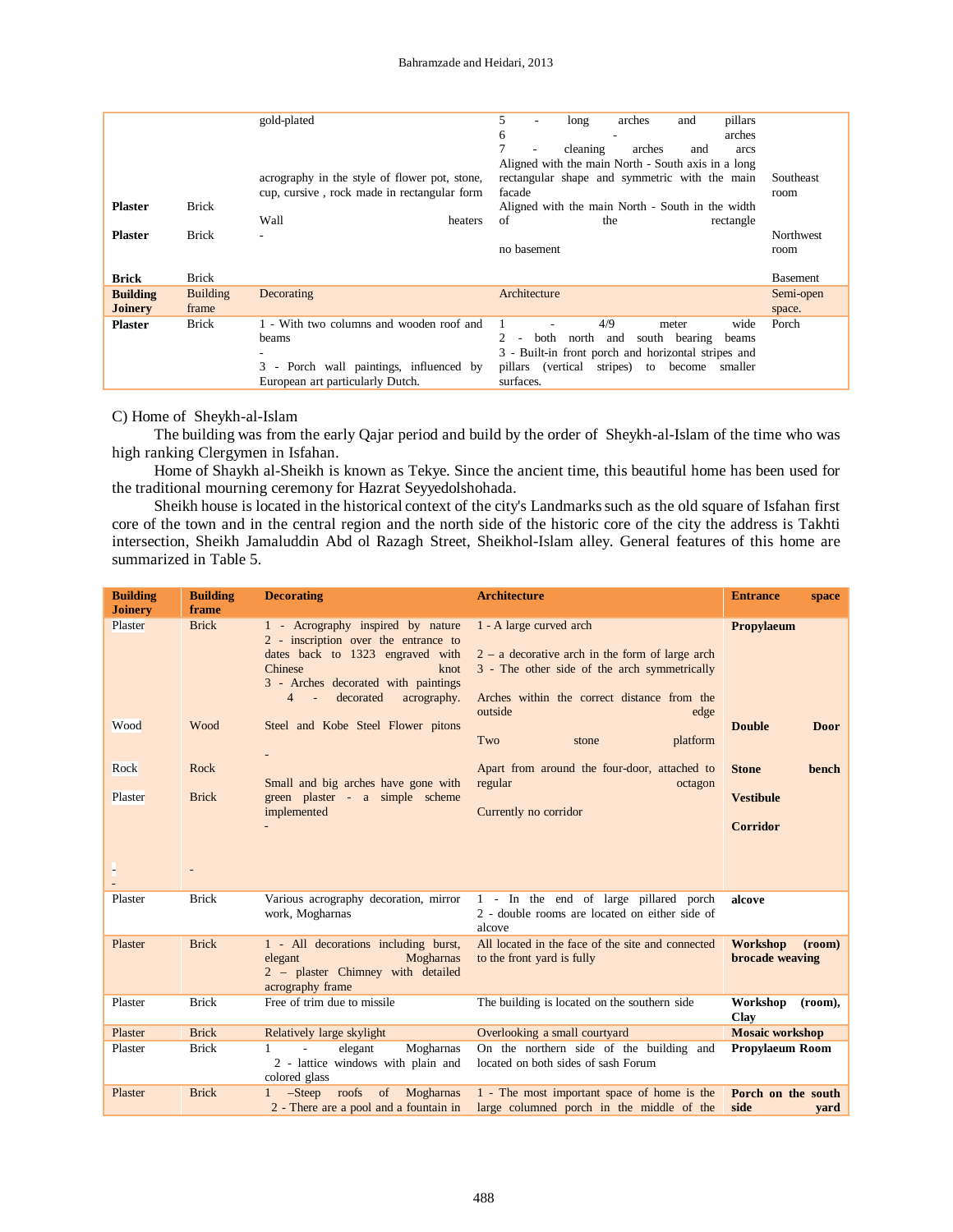| | | | | |
|---|---|---|---|---|
| **Plaster** | Brick | gold-plated<br>acrography in the style of flower pot, stone, cup, cursive , rock made in rectangular form | 5 - long arches and pillars<br>6 - arches<br>7 - cleaning arches and arcs<br>Aligned with the main North - South axis in a long rectangular shape and symmetric with the main facade | Southeast room |
| **Plaster** | Brick | Wall heaters | Aligned with the main North - South in the width of the rectangle | Northwest room |
| **Brick** | Brick | - | no basement | Basement |
| **Building Joinery** | Building frame | Decorating | Architecture | Semi-open space. |
| **Plaster** | Brick | 1 - With two columns and wooden roof and beams<br>-<br>3 - Porch wall paintings, influenced by European art particularly Dutch. | 1 - 4/9 meter wide<br>2 - both north and south bearing beams<br>3 - Built-in front porch and horizontal stripes and pillars (vertical stripes) to become smaller surfaces. | Porch |

C) Home of Sheykh-al-Islam

The building was from the early Qajar period and build by the order of Sheykh-al-Islam of the time who was high ranking Clergymen in Isfahan.

Home of Shaykh al-Sheikh is known as Tekye. Since the ancient time, this beautiful home has been used for the traditional mourning ceremony for Hazrat Seyyedolshohada.

Sheikh house is located in the historical context of the city's Landmarks such as the old square of Isfahan first core of the town and in the central region and the north side of the historic core of the city the address is Takhti intersection, Sheikh Jamaluddin Abd ol Razagh Street, Sheikhol-Islam alley. General features of this home are summarized in Table 5.

| Building Joinery | Building frame | Decorating | Architecture | Entrance space |
|---|---|---|---|---|
| Plaster | Brick | 1 - Acrography inspired by nature<br>2 - inscription over the entrance to dates back to 1323 engraved with Chinese knot<br>3 - Arches decorated with paintings<br>4 - decorated acrography. | 1 - A large curved arch<br>2 – a decorative arch in the form of large arch<br>3 - The other side of the arch symmetrically<br>Arches within the correct distance from the outside edge | **Propylaeum** |
| Wood | Wood | Steel and Kobe Steel Flower pitons | Two stone platform | **Double Door** |
| Rock | Rock | - | Apart from around the four-door, attached to regular octagon | **Stone bench** |
| Plaster | Brick | Small and big arches have gone with green plaster - a simple scheme implemented | Currently no corridor | **Vestibule** |
| -<br>- | - | - | | **Corridor** |
| Plaster | Brick | Various acrography decoration, mirror work, Mogharnas | 1 - In the end of large pillared porch<br>2 - double rooms are located on either side of alcove | **alcove** |
| Plaster | Brick | 1 - All decorations including burst, elegant Mogharnas<br>2 – plaster Chimney with detailed acrography frame | All located in the face of the site and connected to the front yard is fully | **Workshop (room) brocade weaving** |
| Plaster | Brick | Free of trim due to missile | The building is located on the southern side | **Workshop (room), Clay** |
| Plaster | Brick | Relatively large skylight | Overlooking a small courtyard | **Mosaic workshop** |
| Plaster | Brick | 1 - elegant Mogharnas<br>2 - lattice windows with plain and colored glass | On the northern side of the building and located on both sides of sash Forum | **Propylaeum Room** |
| Plaster | Brick | 1 –Steep roofs of Mogharnas<br>2 - There are a pool and a fountain in | 1 - The most important space of home is the large columned porch in the middle of the | **Porch on the south side yard** |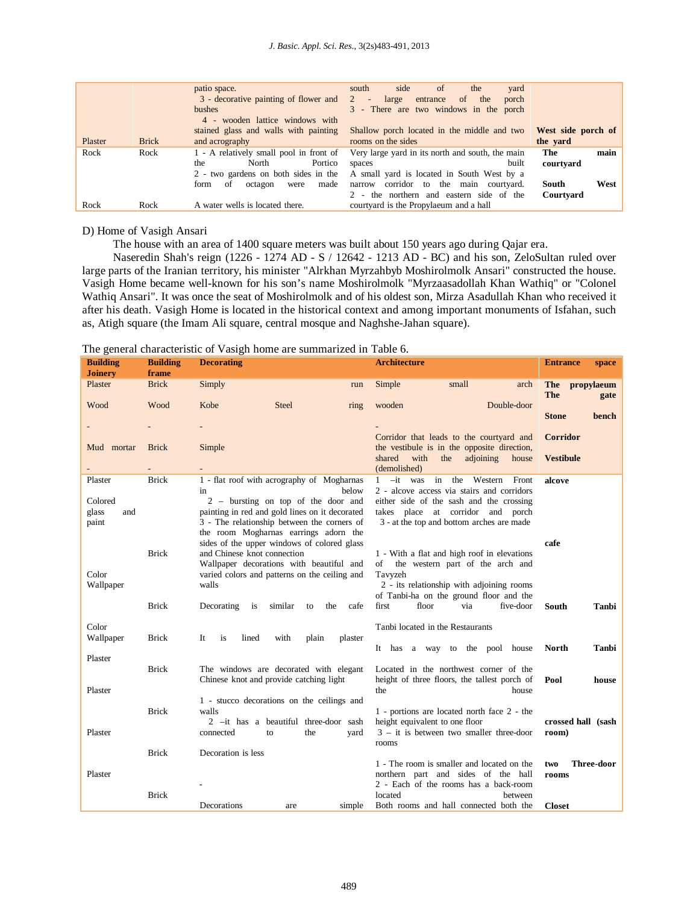| | | | | |
|---|---|---|---|---|
| Plaster | Brick | patio space. 3 - decorative painting of flower and bushes 4 - wooden lattice windows with stained glass and walls with painting and acrography | south side of the yard 2 - large entrance of the porch 3 - There are two windows in the porch Shallow porch located in the middle and two rooms on the sides | **West side porch of the yard** |
| Rock | Rock | 1 - A relatively small pool in front of the North Portico 2 - two gardens on both sides in the form of octagon were made | Very large yard in its north and south, the main spaces built | **The main courtyard** |
| Rock | Rock | A water wells is located there. | A small yard is located in South West by a narrow corridor to the main courtyard. 2 - the northern and eastern side of the courtyard is the Propylaeum and a hall | **South West Courtyard** |

D) Home of Vasigh Ansari

The house with an area of 1400 square meters was built about 150 years ago during Qajar era.

Naseredin Shah's reign (1226 - 1274 AD - S / 12642 - 1213 AD - BC) and his son, ZeloSultan ruled over large parts of the Iranian territory, his minister "Alrkhan Myrzahbyb Moshirolmolk Ansari" constructed the house. Vasigh Home became well-known for his son's name Moshirolmolk "Myrzaasadollah Khan Wathiq" or "Colonel Wathiq Ansari". It was once the seat of Moshirolmolk and of his oldest son, Mirza Asadullah Khan who received it after his death. Vasigh Home is located in the historical context and among important monuments of Isfahan, such as, Atigh square (the Imam Ali square, central mosque and Naghshe-Jahan square).

The general characteristic of Vasigh home are summarized in Table 6.

| Building Joinery | Building frame | Decorating | Architecture | Entrance space |
|---|---|---|---|---|
| Plaster | Brick | Simply run | Simple small arch | **The propylaeum** |
| Wood | Wood | Kobe Steel ring | wooden Double-door | **The gate** |
| - | - | - | - | **Stone bench** |
| Mud mortar | Brick | Simple | Corridor that leads to the courtyard and the vestibule is in the opposite direction, shared with the adjoining house (demolished) | **Corridor** |
| - | - | - | | **Vestibule** |
| Plaster Colored glass and paint | Brick | 1 - flat roof with acrography of Mogharnas in below 2 – bursting on top of the door and painting in red and gold lines on it decorated 3 - The relationship between the corners of the room Mogharnas earrings adorn the sides of the upper windows of colored glass and Chinese knot connection | 1 –it was in the Western Front 2 - alcove access via stairs and corridors either side of the sash and the crossing takes place at corridor and porch 3 - at the top and bottom arches are made | **alcove** |
| Color Wallpaper | Brick | Wallpaper decorations with beautiful and varied colors and patterns on the ceiling and walls | 1 - With a flat and high roof in elevations of the western part of the arch and Tavyzeh 2 - its relationship with adjoining rooms of Tanbi-ha on the ground floor and the first floor via five-door | **cafe** |
| Color Wallpaper | Brick | Decorating is similar to the cafe | Tanbi located in the Restaurants | **South Tanbi** |
| Plaster | Brick | It is lined with plain plaster | It has a way to the pool house | **North Tanbi** |
| Plaster | Brick | The windows are decorated with elegant Chinese knot and provide catching light | Located in the northwest corner of the height of three floors, the tallest porch of the house | **Pool house** |
| Plaster | Brick | 1 - stucco decorations on the ceilings and walls 2 –it has a beautiful three-door sash connected to the yard | 1 - portions are located north face 2 - the height equivalent to one floor 3 – it is between two smaller three-door rooms | **crossed hall (sash room)** |
| Plaster | Brick | Decoration is less | 1 - The room is smaller and located on the northern part and sides of the hall 2 - Each of the rooms has a back-room located between | **two Three-door rooms** |
| | Brick | - | | |
| | | Decorations are simple | Both rooms and hall connected both the | **Closet** |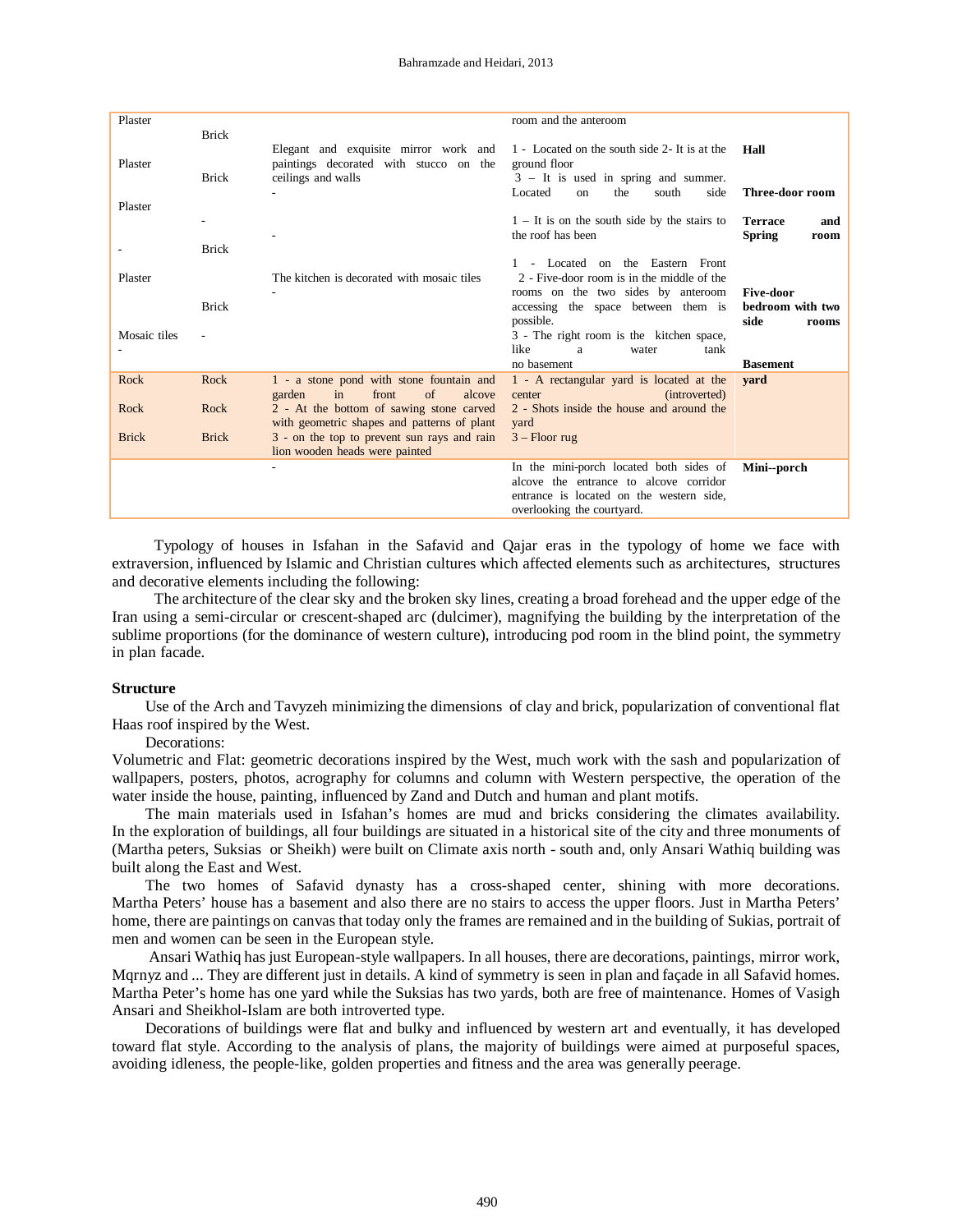| | | | | |
|---|---|---|---|---|
| Plaster | | | room and the anteroom | |
| | Brick | | | |
| Plaster | Brick | Elegant and exquisite mirror work and paintings decorated with stucco on the ceilings and walls | 1 - Located on the south side 2- It is at the ground floor 3 – It is used in spring and summer. | **Hall** |
| Plaster | | - | Located on the south side | **Three-door room** |
| | - | - | 1 – It is on the south side by the stairs to the roof has been | **Terrace and Spring room** |
| - | Brick | | | |
| Plaster | Brick | The kitchen is decorated with mosaic tiles - | 1 - Located on the Eastern Front 2 - Five-door room is in the middle of the rooms on the two sides by anteroom accessing the space between them is possible. 3 - The right room is the kitchen space, like a water tank | **Five-door bedroom with two side rooms** |
| Mosaic tiles - | - | | no basement | **Basement** |
| Rock | Rock | 1 - a stone pond with stone fountain and garden in front of alcove | 1 - A rectangular yard is located at the center (introverted) | **yard** |
| Rock | Rock | 2 - At the bottom of sawing stone carved with geometric shapes and patterns of plant | 2 - Shots inside the house and around the yard | |
| Brick | Brick | 3 - on the top to prevent sun rays and rain lion wooden heads were painted | 3 – Floor rug | |
| | | - | In the mini-porch located both sides of alcove the entrance to alcove corridor entrance is located on the western side, overlooking the courtyard. | **Mini--porch** |

Typology of houses in Isfahan in the Safavid and Qajar eras in the typology of home we face with extraversion, influenced by Islamic and Christian cultures which affected elements such as architectures, structures and decorative elements including the following:

The architecture of the clear sky and the broken sky lines, creating a broad forehead and the upper edge of the Iran using a semi-circular or crescent-shaped arc (dulcimer), magnifying the building by the interpretation of the sublime proportions (for the dominance of western culture), introducing pod room in the blind point, the symmetry in plan facade.

**Structure**

Use of the Arch and Tavyzeh minimizing the dimensions of clay and brick, popularization of conventional flat Haas roof inspired by the West.

Decorations:

Volumetric and Flat: geometric decorations inspired by the West, much work with the sash and popularization of wallpapers, posters, photos, acrography for columns and column with Western perspective, the operation of the water inside the house, painting, influenced by Zand and Dutch and human and plant motifs.

The main materials used in Isfahan's homes are mud and bricks considering the climates availability. In the exploration of buildings, all four buildings are situated in a historical site of the city and three monuments of (Martha peters, Suksias or Sheikh) were built on Climate axis north - south and, only Ansari Wathiq building was built along the East and West.

The two homes of Safavid dynasty has a cross-shaped center, shining with more decorations. Martha Peters' house has a basement and also there are no stairs to access the upper floors. Just in Martha Peters' home, there are paintings on canvas that today only the frames are remained and in the building of Sukias, portrait of men and women can be seen in the European style.

Ansari Wathiq has just European-style wallpapers. In all houses, there are decorations, paintings, mirror work, Mqrnyz and ... They are different just in details. A kind of symmetry is seen in plan and façade in all Safavid homes. Martha Peter's home has one yard while the Suksias has two yards, both are free of maintenance. Homes of Vasigh Ansari and Sheikhol-Islam are both introverted type.

Decorations of buildings were flat and bulky and influenced by western art and eventually, it has developed toward flat style. According to the analysis of plans, the majority of buildings were aimed at purposeful spaces, avoiding idleness, the people-like, golden properties and fitness and the area was generally peerage.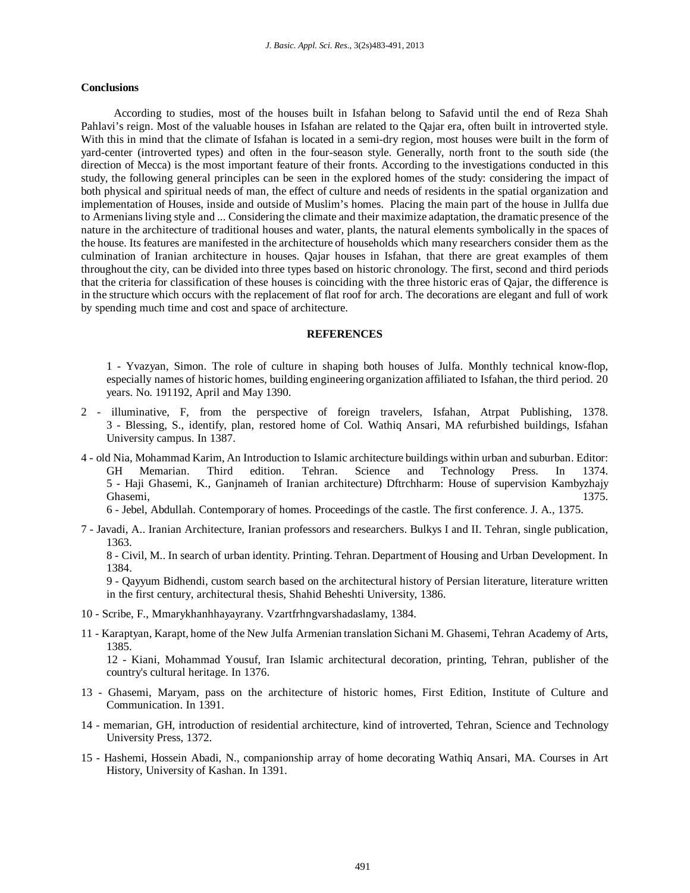**Conclusions**

According to studies, most of the houses built in Isfahan belong to Safavid until the end of Reza Shah Pahlavi's reign. Most of the valuable houses in Isfahan are related to the Qajar era, often built in introverted style. With this in mind that the climate of Isfahan is located in a semi-dry region, most houses were built in the form of yard-center (introverted types) and often in the four-season style. Generally, north front to the south side (the direction of Mecca) is the most important feature of their fronts. According to the investigations conducted in this study, the following general principles can be seen in the explored homes of the study: considering the impact of both physical and spiritual needs of man, the effect of culture and needs of residents in the spatial organization and implementation of Houses, inside and outside of Muslim's homes. Placing the main part of the house in Jullfa due to Armenians living style and ... Considering the climate and their maximize adaptation, the dramatic presence of the nature in the architecture of traditional houses and water, plants, the natural elements symbolically in the spaces of the house. Its features are manifested in the architecture of households which many researchers consider them as the culmination of Iranian architecture in houses. Qajar houses in Isfahan, that there are great examples of them throughout the city, can be divided into three types based on historic chronology. The first, second and third periods that the criteria for classification of these houses is coinciding with the three historic eras of Qajar, the difference is in the structure which occurs with the replacement of flat roof for arch. The decorations are elegant and full of work by spending much time and cost and space of architecture.

## REFERENCES

1 - Yvazyan, Simon. The role of culture in shaping both houses of Julfa. Monthly technical know-flop, especially names of historic homes, building engineering organization affiliated to Isfahan, the third period. 20 years. No. 191192, April and May 1390.

2 - illuminative, F, from the perspective of foreign travelers, Isfahan, Atrpat Publishing, 1378.

3 - Blessing, S., identify, plan, restored home of Col. Wathiq Ansari, MA refurbished buildings, Isfahan University campus. In 1387.

4 - old Nia, Mohammad Karim, An Introduction to Islamic architecture buildings within urban and suburban. Editor: GH Memarian. Third edition. Tehran. Science and Technology Press. In 1374.

5 - Haji Ghasemi, K., Ganjnameh of Iranian architecture) Dftrchharm: House of supervision Kambyzhajy Ghasemi, 1375.

6 - Jebel, Abdullah. Contemporary of homes. Proceedings of the castle. The first conference. J. A., 1375.

7 - Javadi, A.. Iranian Architecture, Iranian professors and researchers. Bulkys I and II. Tehran, single publication, 1363.

8 - Civil, M.. In search of urban identity. Printing. Tehran. Department of Housing and Urban Development. In 1384.

9 - Qayyum Bidhendi, custom search based on the architectural history of Persian literature, literature written in the first century, architectural thesis, Shahid Beheshti University, 1386.

10 - Scribe, F., Mmarykhanhhayayrany. Vzartfrhngvarshadaslamy, 1384.

11 - Karaptyan, Karapt, home of the New Julfa Armenian translation Sichani M. Ghasemi, Tehran Academy of Arts, 1385.

12 - Kiani, Mohammad Yousuf, Iran Islamic architectural decoration, printing, Tehran, publisher of the country's cultural heritage. In 1376.

13 - Ghasemi, Maryam, pass on the architecture of historic homes, First Edition, Institute of Culture and Communication. In 1391.

14 - memarian, GH, introduction of residential architecture, kind of introverted, Tehran, Science and Technology University Press, 1372.

15 - Hashemi, Hossein Abadi, N., companionship array of home decorating Wathiq Ansari, MA. Courses in Art History, University of Kashan. In 1391.